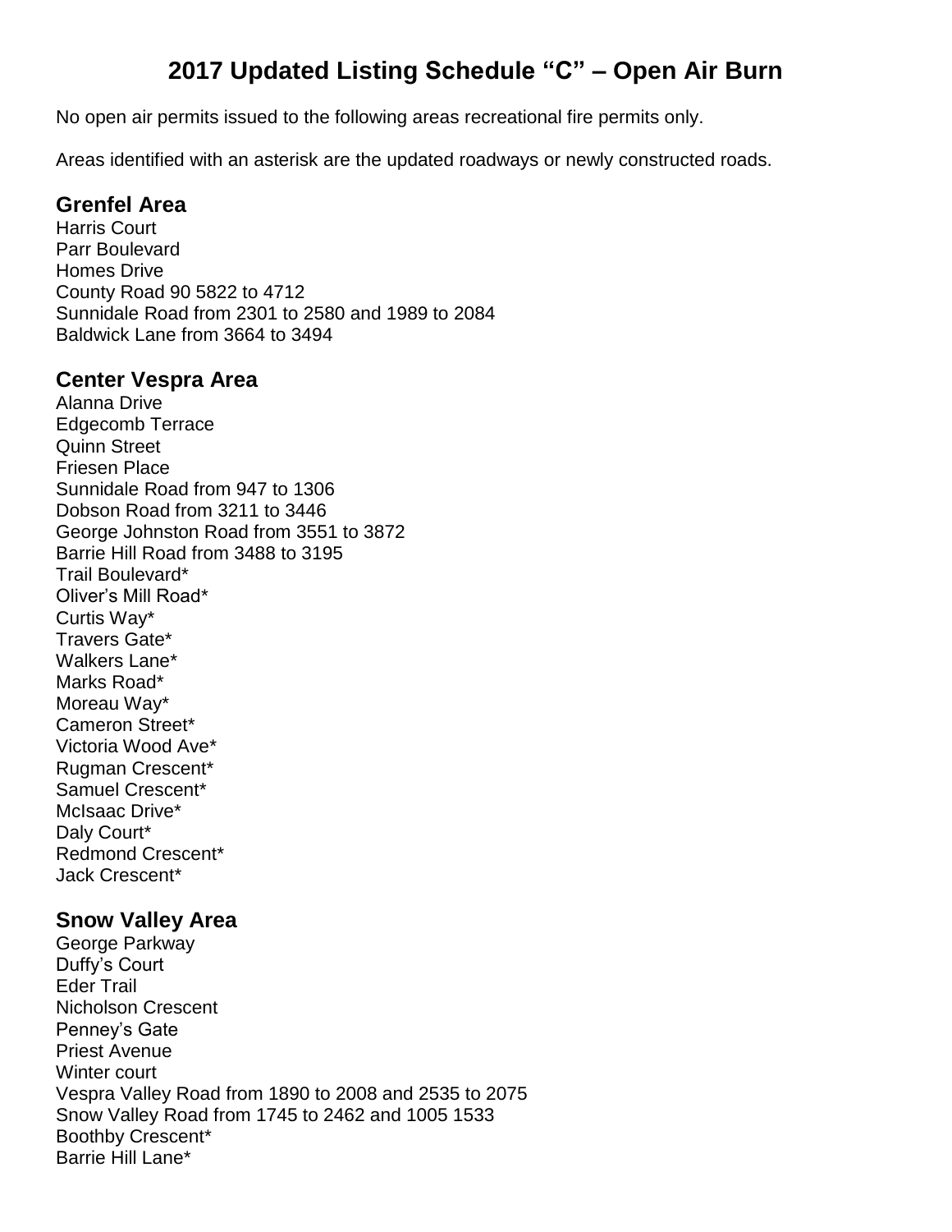# 2017 Updated Listing Schedule "C" – Open Air Burn

No open air permits issued to the following areas recreational fire permits only.

Areas identified with an asterisk are the updated roadways or newly constructed roads.

## Grenfel Area

Harris Court
Parr Boulevard
Homes Drive
County Road 90 5822 to 4712
Sunnidale Road from 2301 to 2580 and 1989 to 2084
Baldwick Lane from 3664 to 3494

## Center Vespra Area

Alanna Drive
Edgecomb Terrace
Quinn Street
Friesen Place
Sunnidale Road from 947 to 1306
Dobson Road from 3211 to 3446
George Johnston Road from 3551 to 3872
Barrie Hill Road from 3488 to 3195
Trail Boulevard*
Oliver's Mill Road*
Curtis Way*
Travers Gate*
Walkers Lane*
Marks Road*
Moreau Way*
Cameron Street*
Victoria Wood Ave*
Rugman Crescent*
Samuel Crescent*
McIsaac Drive*
Daly Court*
Redmond Crescent*
Jack Crescent*

## Snow Valley Area

George Parkway
Duffy's Court
Eder Trail
Nicholson Crescent
Penney's Gate
Priest Avenue
Winter court
Vespra Valley Road from 1890 to 2008 and 2535 to 2075
Snow Valley Road from 1745 to 2462 and 1005 1533
Boothby Crescent*
Barrie Hill Lane*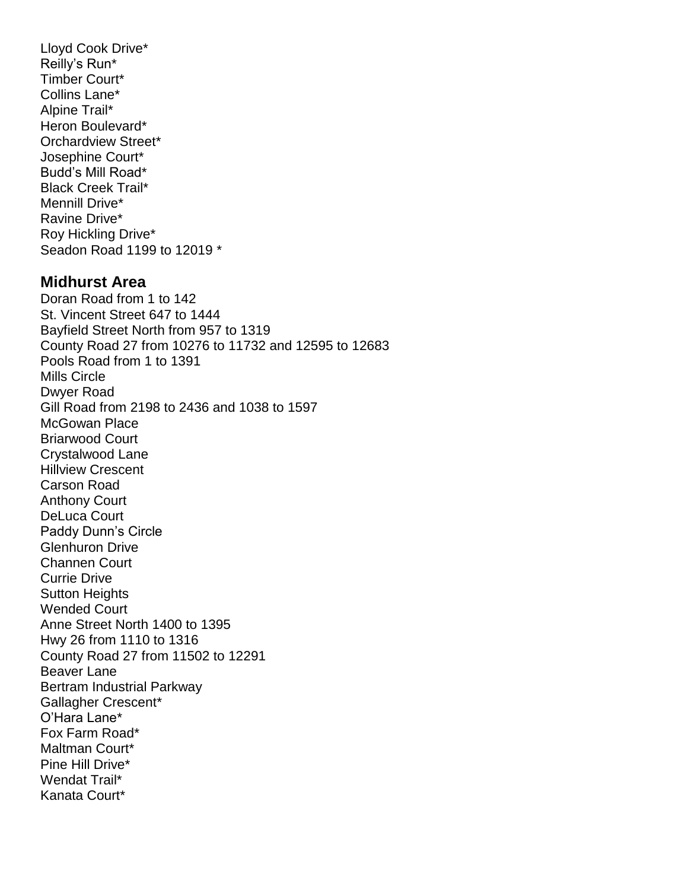Lloyd Cook Drive*
Reilly's Run*
Timber Court*
Collins Lane*
Alpine Trail*
Heron Boulevard*
Orchardview Street*
Josephine Court*
Budd's Mill Road*
Black Creek Trail*
Mennill Drive*
Ravine Drive*
Roy Hickling Drive*
Seadon Road 1199 to 12019 *

## Midhurst Area

Doran Road from 1 to 142
St. Vincent Street 647 to 1444
Bayfield Street North from 957 to 1319
County Road 27 from 10276 to 11732 and 12595 to 12683
Pools Road from 1 to 1391
Mills Circle
Dwyer Road
Gill Road from 2198 to 2436 and 1038 to 1597
McGowan Place
Briarwood Court
Crystalwood Lane
Hillview Crescent
Carson Road
Anthony Court
DeLuca Court
Paddy Dunn's Circle
Glenhuron Drive
Channen Court
Currie Drive
Sutton Heights
Wended Court
Anne Street North 1400 to 1395
Hwy 26 from 1110 to 1316
County Road 27 from 11502 to 12291
Beaver Lane
Bertram Industrial Parkway
Gallagher Crescent*
O'Hara Lane*
Fox Farm Road*
Maltman Court*
Pine Hill Drive*
Wendat Trail*
Kanata Court*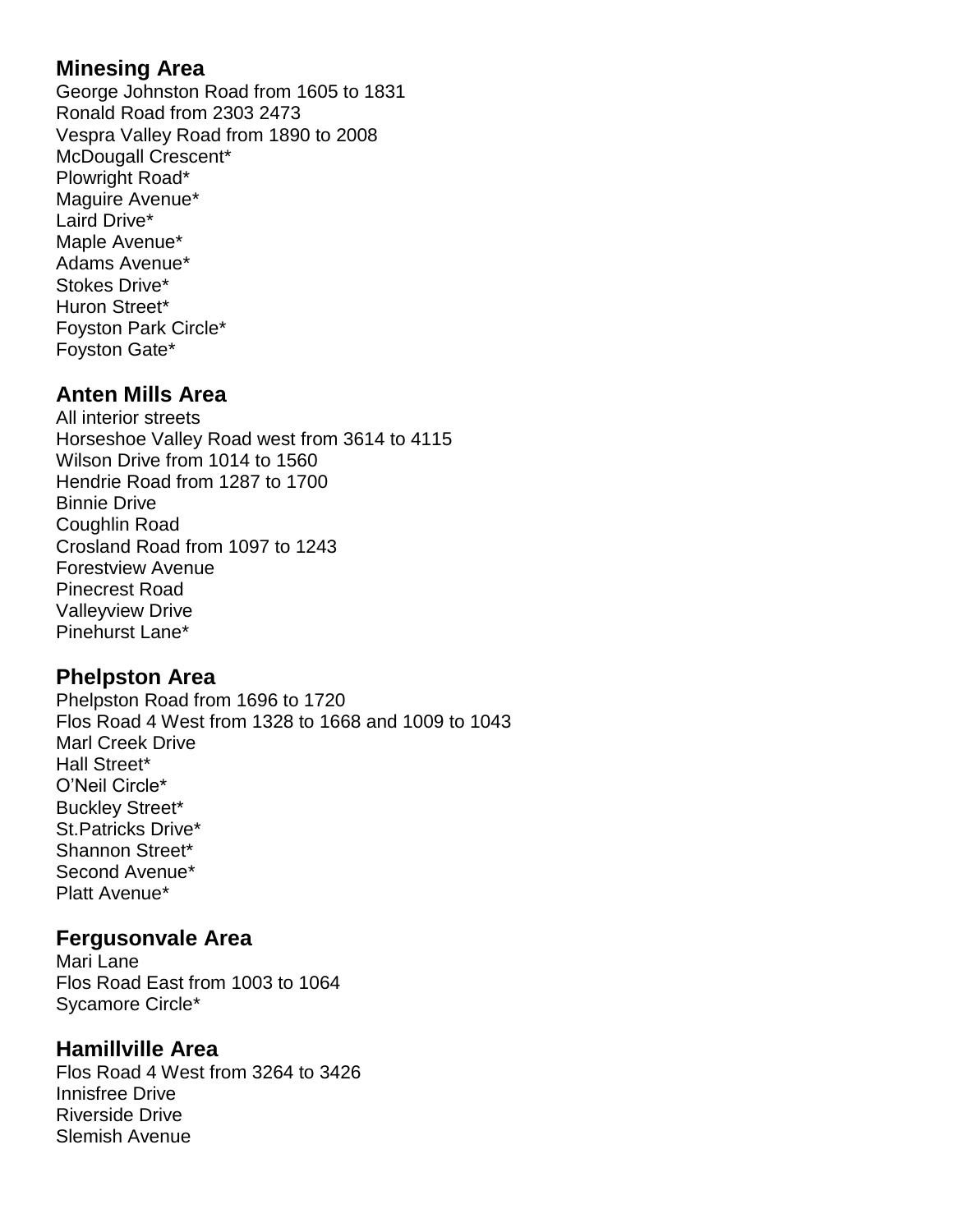## Minesing Area

George Johnston Road from 1605 to 1831
Ronald Road from 2303 2473
Vespra Valley Road from 1890 to 2008
McDougall Crescent*
Plowright Road*
Maguire Avenue*
Laird Drive*
Maple Avenue*
Adams Avenue*
Stokes Drive*
Huron Street*
Foyston Park Circle*
Foyston Gate*

## Anten Mills Area

All interior streets
Horseshoe Valley Road west from 3614 to 4115
Wilson Drive from 1014 to 1560
Hendrie Road from 1287 to 1700
Binnie Drive
Coughlin Road
Crosland Road from 1097 to 1243
Forestview Avenue
Pinecrest Road
Valleyview Drive
Pinehurst Lane*

## Phelpston Area

Phelpston Road from 1696 to 1720
Flos Road 4 West from 1328 to 1668 and 1009 to 1043
Marl Creek Drive
Hall Street*
O'Neil Circle*
Buckley Street*
St.Patricks Drive*
Shannon Street*
Second Avenue*
Platt Avenue*

## Fergusonvale Area

Mari Lane
Flos Road East from 1003 to 1064
Sycamore Circle*

## Hamillville Area

Flos Road 4 West from 3264 to 3426
Innisfree Drive
Riverside Drive
Slemish Avenue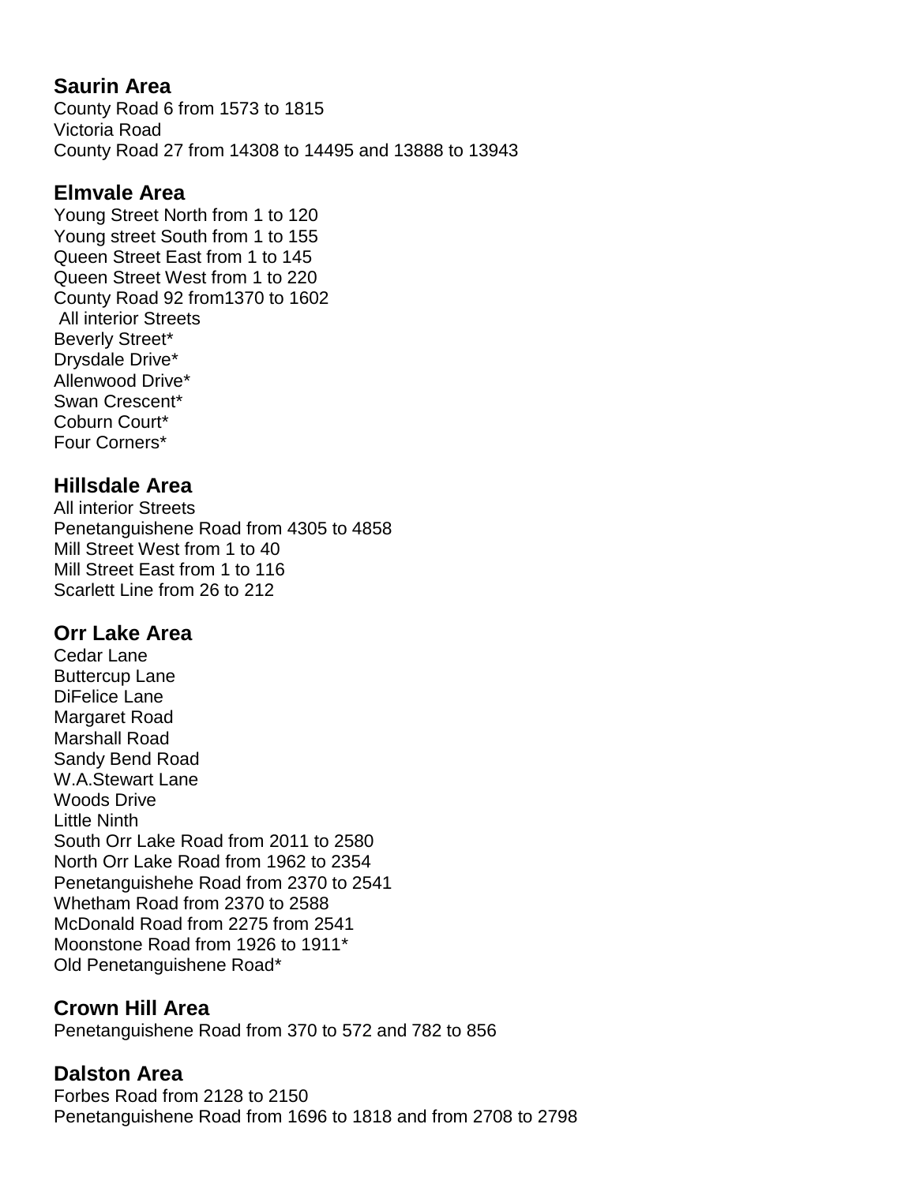## Saurin Area

County Road 6 from 1573 to 1815
Victoria Road
County Road 27 from 14308 to 14495 and 13888 to 13943

## Elmvale Area

Young Street North from 1 to 120
Young street South from 1 to 155
Queen Street East from 1 to 145
Queen Street West from 1 to 220
County Road 92 from1370 to 1602
All interior Streets
Beverly Street*
Drysdale Drive*
Allenwood Drive*
Swan Crescent*
Coburn Court*
Four Corners*

## Hillsdale Area

All interior Streets
Penetanguishene Road from 4305 to 4858
Mill Street West from 1 to 40
Mill Street East from 1 to 116
Scarlett Line from 26 to 212

## Orr Lake Area

Cedar Lane
Buttercup Lane
DiFelice Lane
Margaret Road
Marshall Road
Sandy Bend Road
W.A.Stewart Lane
Woods Drive
Little Ninth
South Orr Lake Road from 2011 to 2580
North Orr Lake Road from 1962 to 2354
Penetanguishehe Road from 2370 to 2541
Whetham Road from 2370 to 2588
McDonald Road from 2275 from 2541
Moonstone Road from 1926 to 1911*
Old Penetanguishene Road*

## Crown Hill Area

Penetanguishene Road from 370 to 572 and 782 to 856

## Dalston Area

Forbes Road from 2128 to 2150
Penetanguishene Road from 1696 to 1818 and from 2708 to 2798